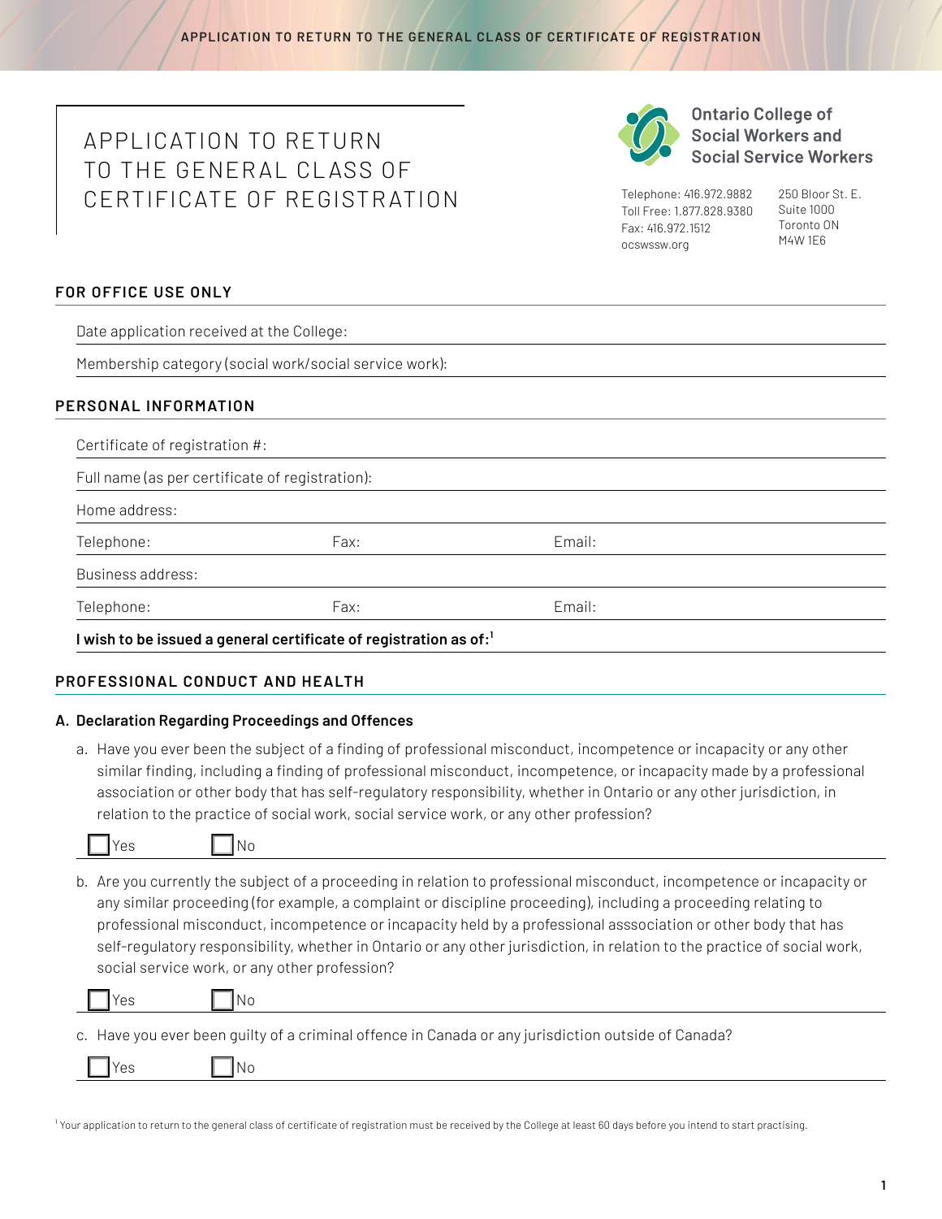# APPLICATION TO RETURN TO THE GENERAL CLASS OF CERTIFICATE OF REGISTRATION

**Ontario College of Social Workers and Social Service Workers**

Telephone: 416.972.9882
Toll Free: 1.877.828.9380
Fax: 416.972.1512
ocswssw.org

250 Bloor St. E.
Suite 1000
Toronto ON
M4W 1E6

## FOR OFFICE USE ONLY

Date application received at the College:

Membership category (social work/social service work):

## PERSONAL INFORMATION

Certificate of registration #:

Full name (as per certificate of registration):

Home address:

Telephone: Fax: Email:

Business address:

Telephone: Fax: Email:

**I wish to be issued a general certificate of registration as of:[1]**

## PROFESSIONAL CONDUCT AND HEALTH

### A. Declaration Regarding Proceedings and Offences

a. Have you ever been the subject of a finding of professional misconduct, incompetence or incapacity or any other similar finding, including a finding of professional misconduct, incompetence, or incapacity made by a professional association or other body that has self-regulatory responsibility, whether in Ontario or any other jurisdiction, in relation to the practice of social work, social service work, or any other profession?

☐ Yes ☐ No

b. Are you currently the subject of a proceeding in relation to professional misconduct, incompetence or incapacity or any similar proceeding (for example, a complaint or discipline proceeding), including a proceeding relating to professional misconduct, incompetence or incapacity held by a professional asssociation or other body that has self-regulatory responsibility, whether in Ontario or any other jurisdiction, in relation to the practice of social work, social service work, or any other profession?

☐ Yes ☐ No

c. Have you ever been guilty of a criminal offence in Canada or any jurisdiction outside of Canada?

☐ Yes ☐ No

[1] Your application to return to the general class of certificate of registration must be received by the College at least 60 days before you intend to start practising.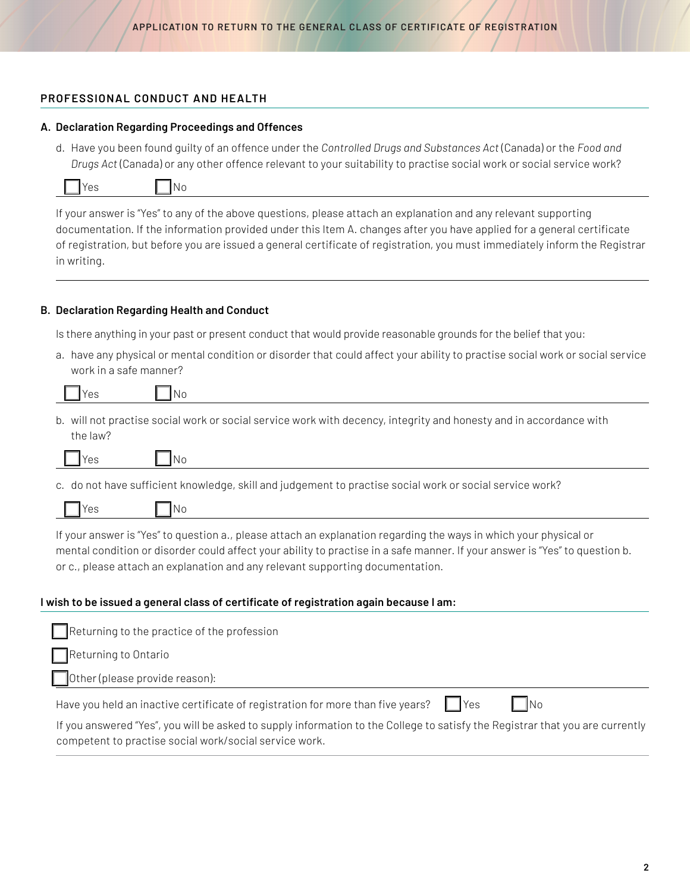## PROFESSIONAL CONDUCT AND HEALTH

### A. Declaration Regarding Proceedings and Offences

d. Have you been found guilty of an offence under the *Controlled Drugs and Substances Act* (Canada) or the *Food and Drugs Act* (Canada) or any other offence relevant to your suitability to practise social work or social service work?

☐ Yes ☐ No

If your answer is "Yes" to any of the above questions, please attach an explanation and any relevant supporting documentation. If the information provided under this Item A. changes after you have applied for a general certificate of registration, but before you are issued a general certificate of registration, you must immediately inform the Registrar in writing.

### B. Declaration Regarding Health and Conduct

Is there anything in your past or present conduct that would provide reasonable grounds for the belief that you:

a. have any physical or mental condition or disorder that could affect your ability to practise social work or social service work in a safe manner?

☐ Yes ☐ No

b. will not practise social work or social service work with decency, integrity and honesty and in accordance with the law?

☐ Yes ☐ No

c. do not have sufficient knowledge, skill and judgement to practise social work or social service work?

☐ Yes ☐ No

If your answer is "Yes" to question a., please attach an explanation regarding the ways in which your physical or mental condition or disorder could affect your ability to practise in a safe manner. If your answer is "Yes" to question b. or c., please attach an explanation and any relevant supporting documentation.

**I wish to be issued a general class of certificate of registration again because I am:**

☐ Returning to the practice of the profession

☐ Returning to Ontario

☐ Other (please provide reason):

Have you held an inactive certificate of registration for more than five years? ☐ Yes ☐ No

If you answered "Yes", you will be asked to supply information to the College to satisfy the Registrar that you are currently competent to practise social work/social service work.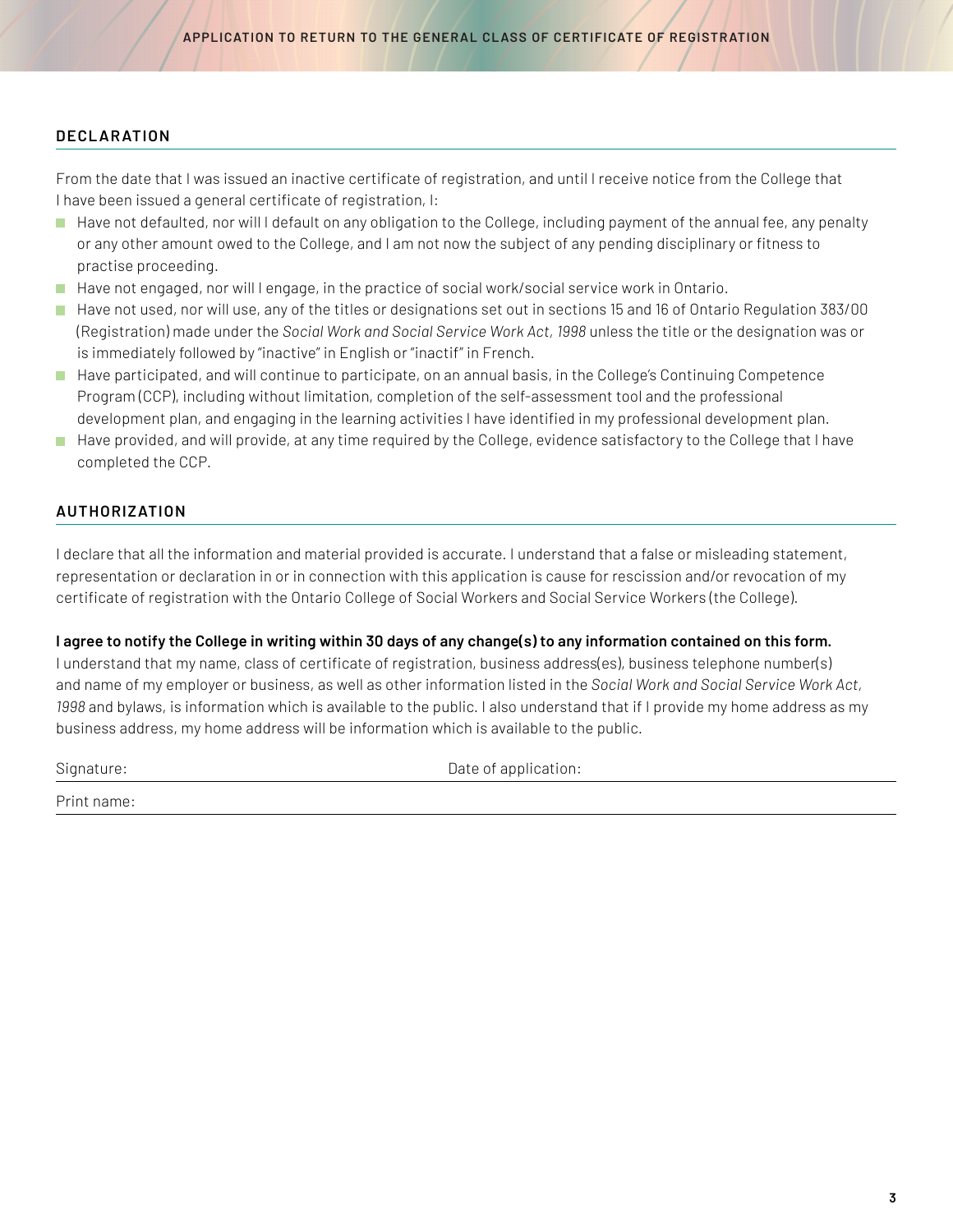## DECLARATION

From the date that I was issued an inactive certificate of registration, and until I receive notice from the College that I have been issued a general certificate of registration, I:

- Have not defaulted, nor will I default on any obligation to the College, including payment of the annual fee, any penalty or any other amount owed to the College, and I am not now the subject of any pending disciplinary or fitness to practise proceeding.
- Have not engaged, nor will I engage, in the practice of social work/social service work in Ontario.
- Have not used, nor will use, any of the titles or designations set out in sections 15 and 16 of Ontario Regulation 383/00 (Registration) made under the *Social Work and Social Service Work Act, 1998* unless the title or the designation was or is immediately followed by "inactive" in English or "inactif" in French.
- Have participated, and will continue to participate, on an annual basis, in the College's Continuing Competence Program (CCP), including without limitation, completion of the self-assessment tool and the professional development plan, and engaging in the learning activities I have identified in my professional development plan.
- Have provided, and will provide, at any time required by the College, evidence satisfactory to the College that I have completed the CCP.

## AUTHORIZATION

I declare that all the information and material provided is accurate. I understand that a false or misleading statement, representation or declaration in or in connection with this application is cause for rescission and/or revocation of my certificate of registration with the Ontario College of Social Workers and Social Service Workers (the College).

**I agree to notify the College in writing within 30 days of any change(s) to any information contained on this form.**
I understand that my name, class of certificate of registration, business address(es), business telephone number(s) and name of my employer or business, as well as other information listed in the *Social Work and Social Service Work Act, 1998* and bylaws, is information which is available to the public. I also understand that if I provide my home address as my business address, my home address will be information which is available to the public.

Signature: Date of application:

Print name: